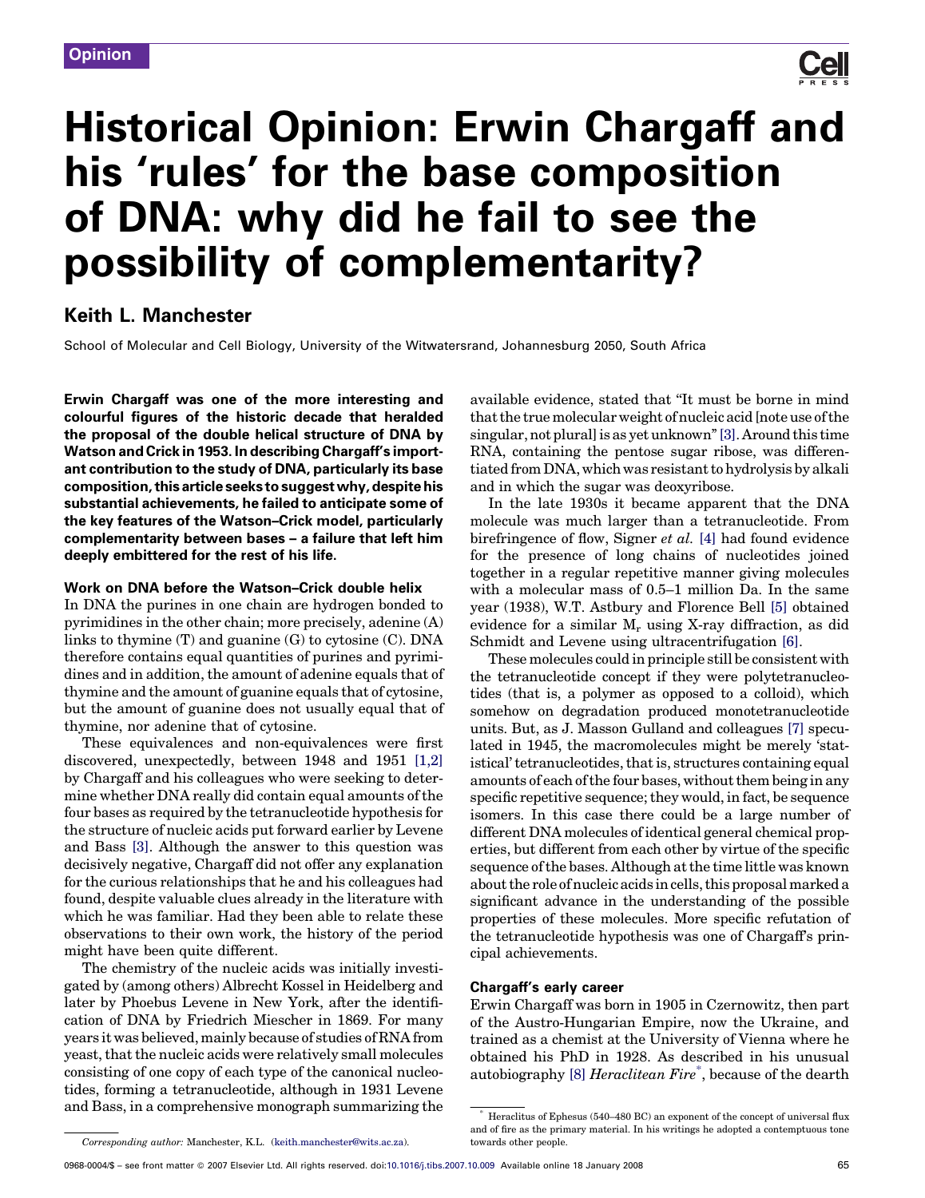Opinion

# Historical Opinion: Erwin Chargaff and his 'rules' for the base composition of DNA: why did he fail to see the possibility of complementarity?

## Keith L. Manchester

School of Molecular and Cell Biology, University of the Witwatersrand, Johannesburg 2050, South Africa

**Erwin Chargaff was one of the more interesting and colourful figures of the historic decade that heralded the proposal of the double helical structure of DNA by Watson and Crick in 1953. In describing Chargaff's important contribution to the study of DNA, particularly its base composition, this article seeks to suggest why, despite his substantial achievements, he failed to anticipate some of the key features of the Watson–Crick model, particularly complementarity between bases – a failure that left him deeply embittered for the rest of his life.**

### Work on DNA before the Watson–Crick double helix

In DNA the purines in one chain are hydrogen bonded to pyrimidines in the other chain; more precisely, adenine (A) links to thymine (T) and guanine (G) to cytosine (C). DNA therefore contains equal quantities of purines and pyrimidines and in addition, the amount of adenine equals that of thymine and the amount of guanine equals that of cytosine, but the amount of guanine does not usually equal that of thymine, nor adenine that of cytosine.

These equivalences and non-equivalences were first discovered, unexpectedly, between 1948 and 1951 [1,2] by Chargaff and his colleagues who were seeking to determine whether DNA really did contain equal amounts of the four bases as required by the tetranucleotide hypothesis for the structure of nucleic acids put forward earlier by Levene and Bass [3]. Although the answer to this question was decisively negative, Chargaff did not offer any explanation for the curious relationships that he and his colleagues had found, despite valuable clues already in the literature with which he was familiar. Had they been able to relate these observations to their own work, the history of the period might have been quite different.

The chemistry of the nucleic acids was initially investigated by (among others) Albrecht Kossel in Heidelberg and later by Phoebus Levene in New York, after the identification of DNA by Friedrich Miescher in 1869. For many years it was believed, mainly because of studies of RNA from yeast, that the nucleic acids were relatively small molecules consisting of one copy of each type of the canonical nucleotides, forming a tetranucleotide, although in 1931 Levene and Bass, in a comprehensive monograph summarizing the available evidence, stated that "It must be borne in mind that the true molecular weight of nucleic acid [note use of the singular, not plural] is as yet unknown" [3]. Around this time RNA, containing the pentose sugar ribose, was differentiated from DNA, which was resistant to hydrolysis by alkali and in which the sugar was deoxyribose.

In the late 1930s it became apparent that the DNA molecule was much larger than a tetranucleotide. From birefringence of flow, Signer *et al.* [4] had found evidence for the presence of long chains of nucleotides joined together in a regular repetitive manner giving molecules with a molecular mass of 0.5–1 million Da. In the same year (1938), W.T. Astbury and Florence Bell [5] obtained evidence for a similar $M_r$ using X-ray diffraction, as did Schmidt and Levene using ultracentrifugation [6].

These molecules could in principle still be consistent with the tetranucleotide concept if they were polytetranucleotides (that is, a polymer as opposed to a colloid), which somehow on degradation produced monotetranucleotide units. But, as J. Masson Gulland and colleagues [7] speculated in 1945, the macromolecules might be merely 'statistical' tetranucleotides, that is, structures containing equal amounts of each of the four bases, without them being in any specific repetitive sequence; they would, in fact, be sequence isomers. In this case there could be a large number of different DNA molecules of identical general chemical properties, but different from each other by virtue of the specific sequence of the bases. Although at the time little was known about the role of nucleic acids in cells, this proposal marked a significant advance in the understanding of the possible properties of these molecules. More specific refutation of the tetranucleotide hypothesis was one of Chargaff's principal achievements.

### Chargaff's early career

Erwin Chargaff was born in 1905 in Czernowitz, then part of the Austro-Hungarian Empire, now the Ukraine, and trained as a chemist at the University of Vienna where he obtained his PhD in 1928. As described in his unusual autobiography [8] *Heraclitean Fire*\*, because of the dearth

\* Heraclitus of Ephesus (540–480 BC) an exponent of the concept of universal flux and of fire as the primary material. In his writings he adopted a contemptuous tone towards other people.

*Corresponding author:* Manchester, K.L. (keith.manchester@wits.ac.za).

0968-0004/$ – see front matter © 2007 Elsevier Ltd. All rights reserved. doi:10.1016/j.tibs.2007.10.009 Available online 18 January 2008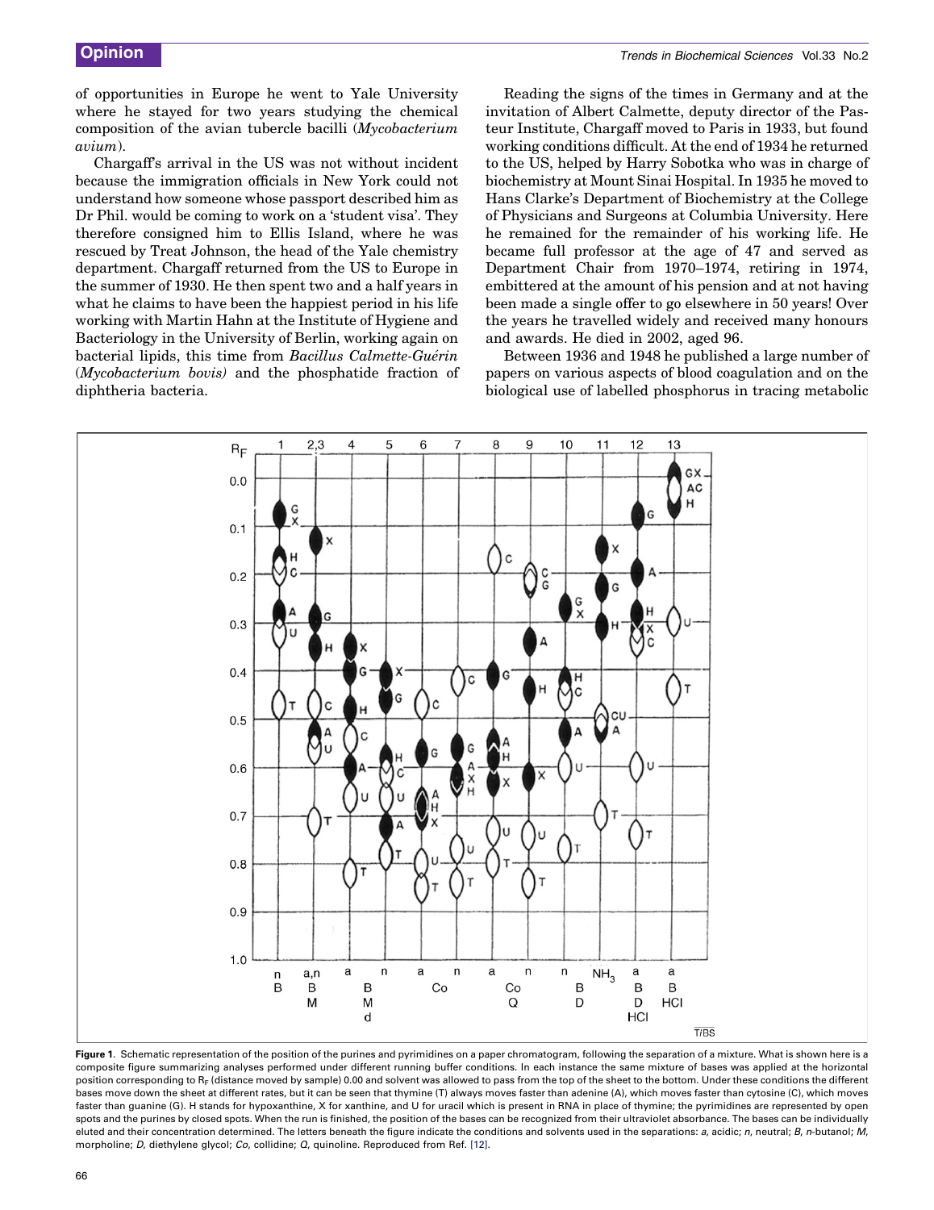of opportunities in Europe he went to Yale University where he stayed for two years studying the chemical composition of the avian tubercle bacilli (*Mycobacterium avium*).

Chargaff's arrival in the US was not without incident because the immigration officials in New York could not understand how someone whose passport described him as Dr Phil. would be coming to work on a 'student visa'. They therefore consigned him to Ellis Island, where he was rescued by Treat Johnson, the head of the Yale chemistry department. Chargaff returned from the US to Europe in the summer of 1930. He then spent two and a half years in what he claims to have been the happiest period in his life working with Martin Hahn at the Institute of Hygiene and Bacteriology in the University of Berlin, working again on bacterial lipids, this time from *Bacillus Calmette-Guérin* (*Mycobacterium bovis)* and the phosphatide fraction of diphtheria bacteria.

Reading the signs of the times in Germany and at the invitation of Albert Calmette, deputy director of the Pasteur Institute, Chargaff moved to Paris in 1933, but found working conditions difficult. At the end of 1934 he returned to the US, helped by Harry Sobotka who was in charge of biochemistry at Mount Sinai Hospital. In 1935 he moved to Hans Clarke's Department of Biochemistry at the College of Physicians and Surgeons at Columbia University. Here he remained for the remainder of his working life. He became full professor at the age of 47 and served as Department Chair from 1970–1974, retiring in 1974, embittered at the amount of his pension and at not having been made a single offer to go elsewhere in 50 years! Over the years he travelled widely and received many honours and awards. He died in 2002, aged 96.

Between 1936 and 1948 he published a large number of papers on various aspects of blood coagulation and on the biological use of labelled phosphorus in tracing metabolic

**Figure 1**. Schematic representation of the position of the purines and pyrimidines on a paper chromatogram, following the separation of a mixture. What is shown here is a composite figure summarizing analyses performed under different running buffer conditions. In each instance the same mixture of bases was applied at the horizontal position corresponding to $R_F$ (distance moved by sample) 0.00 and solvent was allowed to pass from the top of the sheet to the bottom. Under these conditions the different bases move down the sheet at different rates, but it can be seen that thymine (T) always moves faster than adenine (A), which moves faster than cytosine (C), which moves faster than guanine (G). H stands for hypoxanthine, X for xanthine, and U for uracil which is present in RNA in place of thymine; the pyrimidines are represented by open spots and the purines by closed spots. When the run is finished, the position of the bases can be recognized from their ultraviolet absorbance. The bases can be individually eluted and their concentration determined. The letters beneath the figure indicate the conditions and solvents used in the separations: *a*, acidic; *n*, neutral; *B*, *n*-butanol; *M*, morpholine; *D*, diethylene glycol; *Co*, collidine; *Q*, quinoline. Reproduced from Ref. [12].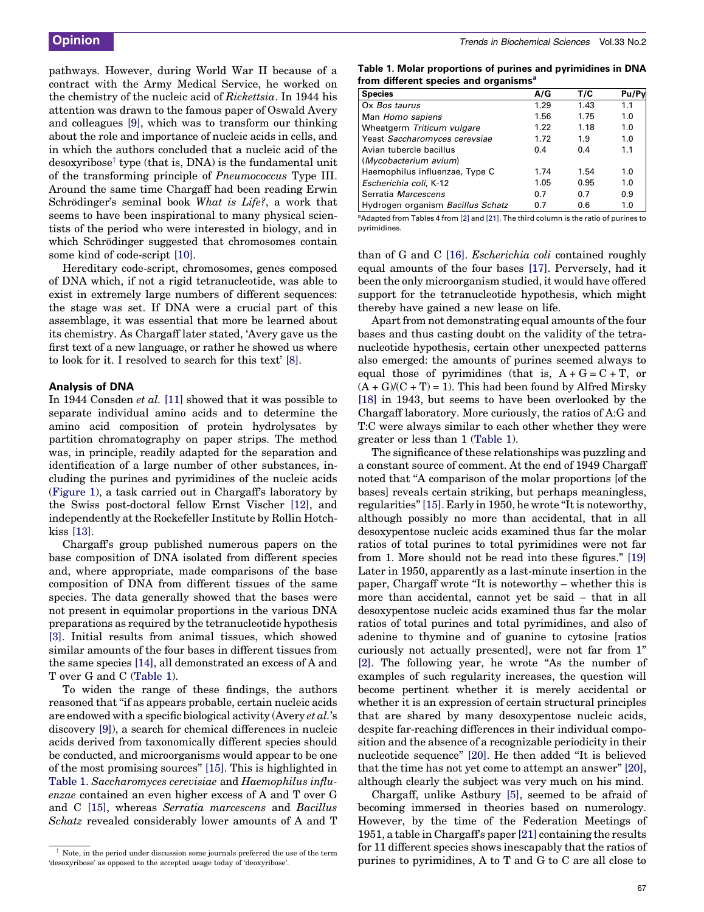pathways. However, during World War II because of a contract with the Army Medical Service, he worked on the chemistry of the nucleic acid of *Rickettsia*. In 1944 his attention was drawn to the famous paper of Oswald Avery and colleagues [9], which was to transform our thinking about the role and importance of nucleic acids in cells, and in which the authors concluded that a nucleic acid of the desoxyribose[†] type (that is, DNA) is the fundamental unit of the transforming principle of *Pneumococcus* Type III. Around the same time Chargaff had been reading Erwin Schrödinger's seminal book *What is Life?*, a work that seems to have been inspirational to many physical scientists of the period who were interested in biology, and in which Schrödinger suggested that chromosomes contain some kind of code-script [10].

Hereditary code-script, chromosomes, genes composed of DNA which, if not a rigid tetranucleotide, was able to exist in extremely large numbers of different sequences: the stage was set. If DNA were a crucial part of this assemblage, it was essential that more be learned about its chemistry. As Chargaff later stated, 'Avery gave us the first text of a new language, or rather he showed us where to look for it. I resolved to search for this text' [8].

## Analysis of DNA

In 1944 Consden *et al.* [11] showed that it was possible to separate individual amino acids and to determine the amino acid composition of protein hydrolysates by partition chromatography on paper strips. The method was, in principle, readily adapted for the separation and identification of a large number of other substances, including the purines and pyrimidines of the nucleic acids (Figure 1), a task carried out in Chargaff's laboratory by the Swiss post-doctoral fellow Ernst Vischer [12], and independently at the Rockefeller Institute by Rollin Hotchkiss [13].

Chargaff's group published numerous papers on the base composition of DNA isolated from different species and, where appropriate, made comparisons of the base composition of DNA from different tissues of the same species. The data generally showed that the bases were not present in equimolar proportions in the various DNA preparations as required by the tetranucleotide hypothesis [3]. Initial results from animal tissues, which showed similar amounts of the four bases in different tissues from the same species [14], all demonstrated an excess of A and T over G and C (Table 1).

To widen the range of these findings, the authors reasoned that "if as appears probable, certain nucleic acids are endowed with a specific biological activity (Avery *et al.*'s discovery [9]), a search for chemical differences in nucleic acids derived from taxonomically different species should be conducted, and microorganisms would appear to be one of the most promising sources" [15]. This is highlighted in Table 1. *Saccharomyces cerevisiae* and *Haemophilus influenzae* contained an even higher excess of A and T over G and C [15], whereas *Serratia marcescens* and *Bacillus Schatz* revealed considerably lower amounts of A and T than of G and C [16]. *Escherichia coli* contained roughly equal amounts of the four bases [17]. Perversely, had it been the only microorganism studied, it would have offered support for the tetranucleotide hypothesis, which might thereby have gained a new lease on life.

**Table 1. Molar proportions of purines and pyrimidines in DNA from different species and organisms[a]**

| Species | A/G | T/C | Pu/Py |
|---|---|---|---|
| Ox *Bos taurus* | 1.29 | 1.43 | 1.1 |
| Man *Homo sapiens* | 1.56 | 1.75 | 1.0 |
| Wheatgerm *Triticum vulgare* | 1.22 | 1.18 | 1.0 |
| Yeast *Saccharomyces cerevsiae* | 1.72 | 1.9 | 1.0 |
| Avian tubercle bacillus (*Mycobacterium avium*) | 0.4 | 0.4 | 1.1 |
| Haemophilus influenzae, Type C | 1.74 | 1.54 | 1.0 |
| *Escherichia coli*, K-12 | 1.05 | 0.95 | 1.0 |
| Serratia *Marcescens* | 0.7 | 0.7 | 0.9 |
| Hydrogen organism *Bacillus Schatz* | 0.7 | 0.6 | 1.0 |

[a]Adapted from Tables 4 from [2] and [21]. The third column is the ratio of purines to pyrimidines.

Apart from not demonstrating equal amounts of the four bases and thus casting doubt on the validity of the tetranucleotide hypothesis, certain other unexpected patterns also emerged: the amounts of purines seemed always to equal those of pyrimidines (that is, $A + G = C + T$, or $(A + G)/(C + T) = 1$). This had been found by Alfred Mirsky [18] in 1943, but seems to have been overlooked by the Chargaff laboratory. More curiously, the ratios of A:G and T:C were always similar to each other whether they were greater or less than 1 (Table 1).

The significance of these relationships was puzzling and a constant source of comment. At the end of 1949 Chargaff noted that "A comparison of the molar proportions [of the bases] reveals certain striking, but perhaps meaningless, regularities" [15]. Early in 1950, he wrote "It is noteworthy, although possibly no more than accidental, that in all desoxypentose nucleic acids examined thus far the molar ratios of total purines to total pyrimidines were not far from 1. More should not be read into these figures." [19] Later in 1950, apparently as a last-minute insertion in the paper, Chargaff wrote "It is noteworthy – whether this is more than accidental, cannot yet be said – that in all desoxypentose nucleic acids examined thus far the molar ratios of total purines and total pyrimidines, and also of adenine to thymine and of guanine to cytosine [ratios curiously not actually presented], were not far from 1" [2]. The following year, he wrote "As the number of examples of such regularity increases, the question will become pertinent whether it is merely accidental or whether it is an expression of certain structural principles that are shared by many desoxypentose nucleic acids, despite far-reaching differences in their individual composition and the absence of a recognizable periodicity in their nucleotide sequence" [20]. He then added "It is believed that the time has not yet come to attempt an answer" [20], although clearly the subject was very much on his mind.

Chargaff, unlike Astbury [5], seemed to be afraid of becoming immersed in theories based on numerology. However, by the time of the Federation Meetings of 1951, a table in Chargaff's paper [21] containing the results for 11 different species shows inescapably that the ratios of purines to pyrimidines, A to T and G to C are all close to

[†] Note, in the period under discussion some journals preferred the use of the term 'desoxyribose' as opposed to the accepted usage today of 'deoxyribose'.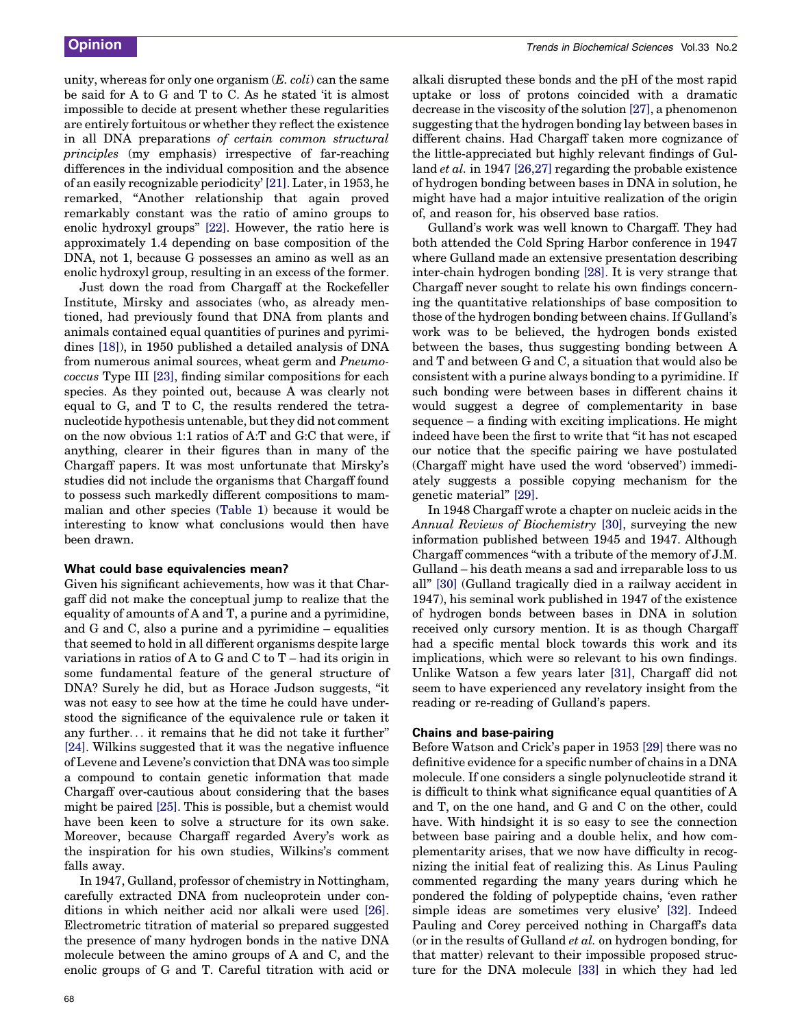unity, whereas for only one organism (*E. coli*) can the same be said for A to G and T to C. As he stated 'it is almost impossible to decide at present whether these regularities are entirely fortuitous or whether they reflect the existence in all DNA preparations *of certain common structural principles* (my emphasis) irrespective of far-reaching differences in the individual composition and the absence of an easily recognizable periodicity' [21]. Later, in 1953, he remarked, "Another relationship that again proved remarkably constant was the ratio of amino groups to enolic hydroxyl groups" [22]. However, the ratio here is approximately 1.4 depending on base composition of the DNA, not 1, because G possesses an amino as well as an enolic hydroxyl group, resulting in an excess of the former.

Just down the road from Chargaff at the Rockefeller Institute, Mirsky and associates (who, as already mentioned, had previously found that DNA from plants and animals contained equal quantities of purines and pyrimidines [18]), in 1950 published a detailed analysis of DNA from numerous animal sources, wheat germ and *Pneumococcus* Type III [23], finding similar compositions for each species. As they pointed out, because A was clearly not equal to G, and T to C, the results rendered the tetranucleotide hypothesis untenable, but they did not comment on the now obvious 1:1 ratios of A:T and G:C that were, if anything, clearer in their figures than in many of the Chargaff papers. It was most unfortunate that Mirsky's studies did not include the organisms that Chargaff found to possess such markedly different compositions to mammalian and other species (Table 1) because it would be interesting to know what conclusions would then have been drawn.

### What could base equivalencies mean?

Given his significant achievements, how was it that Chargaff did not make the conceptual jump to realize that the equality of amounts of A and T, a purine and a pyrimidine, and G and C, also a purine and a pyrimidine – equalities that seemed to hold in all different organisms despite large variations in ratios of A to G and C to T – had its origin in some fundamental feature of the general structure of DNA? Surely he did, but as Horace Judson suggests, "it was not easy to see how at the time he could have understood the significance of the equivalence rule or taken it any further… it remains that he did not take it further" [24]. Wilkins suggested that it was the negative influence of Levene and Levene's conviction that DNA was too simple a compound to contain genetic information that made Chargaff over-cautious about considering that the bases might be paired [25]. This is possible, but a chemist would have been keen to solve a structure for its own sake. Moreover, because Chargaff regarded Avery's work as the inspiration for his own studies, Wilkins's comment falls away.

In 1947, Gulland, professor of chemistry in Nottingham, carefully extracted DNA from nucleoprotein under conditions in which neither acid nor alkali were used [26]. Electrometric titration of material so prepared suggested the presence of many hydrogen bonds in the native DNA molecule between the amino groups of A and C, and the enolic groups of G and T. Careful titration with acid or alkali disrupted these bonds and the pH of the most rapid uptake or loss of protons coincided with a dramatic decrease in the viscosity of the solution [27], a phenomenon suggesting that the hydrogen bonding lay between bases in different chains. Had Chargaff taken more cognizance of the little-appreciated but highly relevant findings of Gulland *et al.* in 1947 [26,27] regarding the probable existence of hydrogen bonding between bases in DNA in solution, he might have had a major intuitive realization of the origin of, and reason for, his observed base ratios.

Gulland's work was well known to Chargaff. They had both attended the Cold Spring Harbor conference in 1947 where Gulland made an extensive presentation describing inter-chain hydrogen bonding [28]. It is very strange that Chargaff never sought to relate his own findings concerning the quantitative relationships of base composition to those of the hydrogen bonding between chains. If Gulland's work was to be believed, the hydrogen bonds existed between the bases, thus suggesting bonding between A and T and between G and C, a situation that would also be consistent with a purine always bonding to a pyrimidine. If such bonding were between bases in different chains it would suggest a degree of complementarity in base sequence – a finding with exciting implications. He might indeed have been the first to write that "it has not escaped our notice that the specific pairing we have postulated (Chargaff might have used the word 'observed') immediately suggests a possible copying mechanism for the genetic material" [29].

In 1948 Chargaff wrote a chapter on nucleic acids in the *Annual Reviews of Biochemistry* [30], surveying the new information published between 1945 and 1947. Although Chargaff commences "with a tribute of the memory of J.M. Gulland – his death means a sad and irreparable loss to us all" [30] (Gulland tragically died in a railway accident in 1947), his seminal work published in 1947 of the existence of hydrogen bonds between bases in DNA in solution received only cursory mention. It is as though Chargaff had a specific mental block towards this work and its implications, which were so relevant to his own findings. Unlike Watson a few years later [31], Chargaff did not seem to have experienced any revelatory insight from the reading or re-reading of Gulland's papers.

### Chains and base-pairing

Before Watson and Crick's paper in 1953 [29] there was no definitive evidence for a specific number of chains in a DNA molecule. If one considers a single polynucleotide strand it is difficult to think what significance equal quantities of A and T, on the one hand, and G and C on the other, could have. With hindsight it is so easy to see the connection between base pairing and a double helix, and how complementarity arises, that we now have difficulty in recognizing the initial feat of realizing this. As Linus Pauling commented regarding the many years during which he pondered the folding of polypeptide chains, 'even rather simple ideas are sometimes very elusive' [32]. Indeed Pauling and Corey perceived nothing in Chargaff's data (or in the results of Gulland *et al.* on hydrogen bonding, for that matter) relevant to their impossible proposed structure for the DNA molecule [33] in which they had led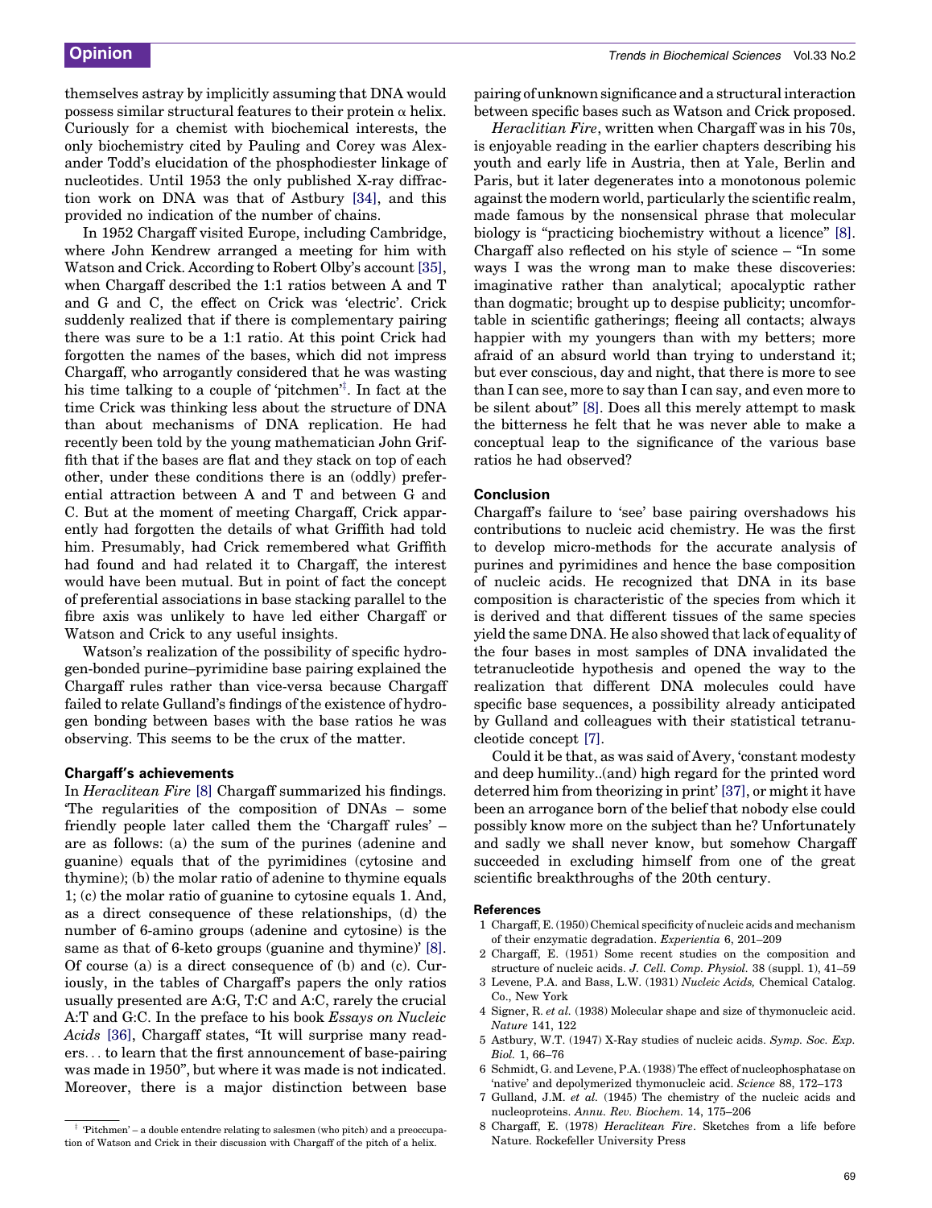themselves astray by implicitly assuming that DNA would possess similar structural features to their protein α helix. Curiously for a chemist with biochemical interests, the only biochemistry cited by Pauling and Corey was Alexander Todd's elucidation of the phosphodiester linkage of nucleotides. Until 1953 the only published X-ray diffraction work on DNA was that of Astbury [34], and this provided no indication of the number of chains.

In 1952 Chargaff visited Europe, including Cambridge, where John Kendrew arranged a meeting for him with Watson and Crick. According to Robert Olby's account [35], when Chargaff described the 1:1 ratios between A and T and G and C, the effect on Crick was 'electric'. Crick suddenly realized that if there is complementary pairing there was sure to be a 1:1 ratio. At this point Crick had forgotten the names of the bases, which did not impress Chargaff, who arrogantly considered that he was wasting his time talking to a couple of 'pitchmen'[‡]. In fact at the time Crick was thinking less about the structure of DNA than about mechanisms of DNA replication. He had recently been told by the young mathematician John Griffith that if the bases are flat and they stack on top of each other, under these conditions there is an (oddly) preferential attraction between A and T and between G and C. But at the moment of meeting Chargaff, Crick apparently had forgotten the details of what Griffith had told him. Presumably, had Crick remembered what Griffith had found and had related it to Chargaff, the interest would have been mutual. But in point of fact the concept of preferential associations in base stacking parallel to the fibre axis was unlikely to have led either Chargaff or Watson and Crick to any useful insights.

Watson's realization of the possibility of specific hydrogen-bonded purine–pyrimidine base pairing explained the Chargaff rules rather than vice-versa because Chargaff failed to relate Gulland's findings of the existence of hydrogen bonding between bases with the base ratios he was observing. This seems to be the crux of the matter.

## Chargaff's achievements

In *Heraclitean Fire* [8] Chargaff summarized his findings. 'The regularities of the composition of DNAs – some friendly people later called them the 'Chargaff rules' – are as follows: (a) the sum of the purines (adenine and guanine) equals that of the pyrimidines (cytosine and thymine); (b) the molar ratio of adenine to thymine equals 1; (c) the molar ratio of guanine to cytosine equals 1. And, as a direct consequence of these relationships, (d) the number of 6-amino groups (adenine and cytosine) is the same as that of 6-keto groups (guanine and thymine)' [8]. Of course (a) is a direct consequence of (b) and (c). Curiously, in the tables of Chargaff's papers the only ratios usually presented are A:G, T:C and A:C, rarely the crucial A:T and G:C. In the preface to his book *Essays on Nucleic Acids* [36], Chargaff states, "It will surprise many readers... to learn that the first announcement of base-pairing was made in 1950", but where it was made is not indicated. Moreover, there is a major distinction between base pairing of unknown significance and a structural interaction between specific bases such as Watson and Crick proposed.

*Heraclitian Fire*, written when Chargaff was in his 70s, is enjoyable reading in the earlier chapters describing his youth and early life in Austria, then at Yale, Berlin and Paris, but it later degenerates into a monotonous polemic against the modern world, particularly the scientific realm, made famous by the nonsensical phrase that molecular biology is "practicing biochemistry without a licence" [8]. Chargaff also reflected on his style of science – "In some ways I was the wrong man to make these discoveries: imaginative rather than analytical; apocalyptic rather than dogmatic; brought up to despise publicity; uncomfortable in scientific gatherings; fleeing all contacts; always happier with my youngers than with my betters; more afraid of an absurd world than trying to understand it; but ever conscious, day and night, that there is more to see than I can see, more to say than I can say, and even more to be silent about" [8]. Does all this merely attempt to mask the bitterness he felt that he was never able to make a conceptual leap to the significance of the various base ratios he had observed?

## Conclusion

Chargaff's failure to 'see' base pairing overshadows his contributions to nucleic acid chemistry. He was the first to develop micro-methods for the accurate analysis of purines and pyrimidines and hence the base composition of nucleic acids. He recognized that DNA in its base composition is characteristic of the species from which it is derived and that different tissues of the same species yield the same DNA. He also showed that lack of equality of the four bases in most samples of DNA invalidated the tetranucleotide hypothesis and opened the way to the realization that different DNA molecules could have specific base sequences, a possibility already anticipated by Gulland and colleagues with their statistical tetranucleotide concept [7].

Could it be that, as was said of Avery, 'constant modesty and deep humility..(and) high regard for the printed word deterred him from theorizing in print' [37], or might it have been an arrogance born of the belief that nobody else could possibly know more on the subject than he? Unfortunately and sadly we shall never know, but somehow Chargaff succeeded in excluding himself from one of the great scientific breakthroughs of the 20th century.

## References

1 Chargaff, E. (1950) Chemical specificity of nucleic acids and mechanism of their enzymatic degradation. *Experientia* 6, 201–209
2 Chargaff, E. (1951) Some recent studies on the composition and structure of nucleic acids. *J. Cell. Comp. Physiol.* 38 (suppl. 1), 41–59
3 Levene, P.A. and Bass, L.W. (1931) *Nucleic Acids,* Chemical Catalog. Co., New York
4 Signer, R. *et al.* (1938) Molecular shape and size of thymonucleic acid. *Nature* 141, 122
5 Astbury, W.T. (1947) X-Ray studies of nucleic acids. *Symp. Soc. Exp. Biol.* 1, 66–76
6 Schmidt, G. and Levene, P.A. (1938) The effect of nucleophosphatase on 'native' and depolymerized thymonucleic acid. *Science* 88, 172–173
7 Gulland, J.M. *et al.* (1945) The chemistry of the nucleic acids and nucleoproteins. *Annu. Rev. Biochem.* 14, 175–206
8 Chargaff, E. (1978) *Heraclitean Fire*. Sketches from a life before Nature. Rockefeller University Press

[‡] 'Pitchmen' – a double entendre relating to salesmen (who pitch) and a preoccupation of Watson and Crick in their discussion with Chargaff of the pitch of a helix.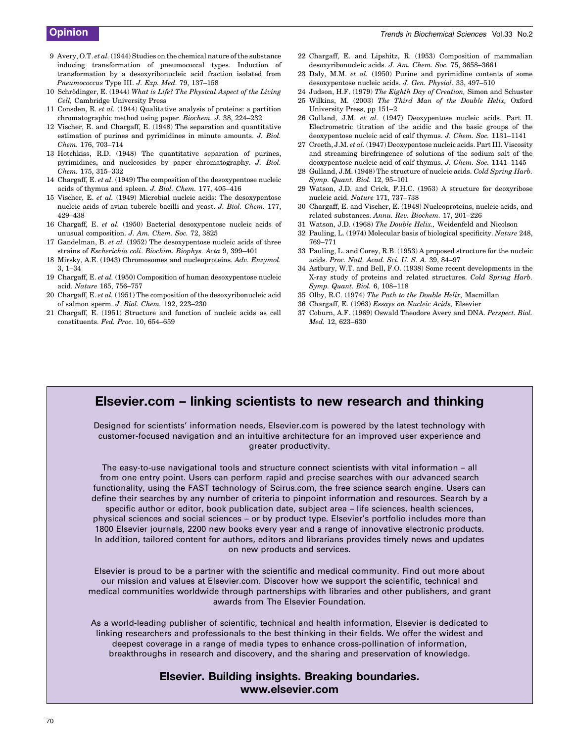9 Avery, O.T. *et al.* (1944) Studies on the chemical nature of the substance inducing transformation of pneumococcal types. Induction of transformation by a desoxyribonucleic acid fraction isolated from *Pneumococcus* Type III. *J. Exp. Med.* 79, 137–158

10 Schrödinger, E. (1944) *What is Life? The Physical Aspect of the Living Cell,* Cambridge University Press

11 Consden, R. *et al.* (1944) Qualitative analysis of proteins: a partition chromatographic method using paper. *Biochem. J.* 38, 224–232

12 Vischer, E. and Chargaff, E. (1948) The separation and quantitative estimation of purines and pyrimidines in minute amounts. *J. Biol. Chem.* 176, 703–714

13 Hotchkiss, R.D. (1948) The quantitative separation of purines, pyrimidines, and nucleosides by paper chromatography. *J. Biol. Chem.* 175, 315–332

14 Chargaff, E. *et al.* (1949) The composition of the desoxypentose nucleic acids of thymus and spleen. *J. Biol. Chem.* 177, 405–416

15 Vischer, E. *et al.* (1949) Microbial nucleic acids: The desoxypentose nucleic acids of avian tubercle bacilli and yeast. *J. Biol. Chem.* 177, 429–438

16 Chargaff, E. *et al.* (1950) Bacterial desoxypentose nucleic acids of unusual composition. *J. Am. Chem. Soc.* 72, 3825

17 Gandelman, B. *et al.* (1952) The desoxypentose nucleic acids of three strains of *Escherichia coli*. *Biochim. Biophys. Acta* 9, 399–401

18 Mirsky, A.E. (1943) Chromosomes and nucleoproteins. *Adv. Enzymol.* 3, 1–34

19 Chargaff, E. *et al.* (1950) Composition of human desoxypentose nucleic acid. *Nature* 165, 756–757

20 Chargaff, E. *et al.* (1951) The composition of the desoxyribonucleic acid of salmon sperm. *J. Biol. Chem.* 192, 223–230

21 Chargaff, E. (1951) Structure and function of nucleic acids as cell constituents. *Fed. Proc.* 10, 654–659

22 Chargaff, E. and Lipshitz, R. (1953) Composition of mammalian desoxyribonucleic acids. *J. Am. Chem. Soc.* 75, 3658–3661

23 Daly, M.M. *et al.* (1950) Purine and pyrimidine contents of some desoxypentose nucleic acids. *J. Gen. Physiol.* 33, 497–510

24 Judson, H.F. (1979) *The Eighth Day of Creation,* Simon and Schuster

25 Wilkins, M. (2003) *The Third Man of the Double Helix,* Oxford University Press, pp 151–2

26 Gulland, J.M. *et al.* (1947) Deoxypentose nucleic acids. Part II. Electrometric titration of the acidic and the basic groups of the deoxypentose nucleic acid of calf thymus. *J. Chem. Soc.* 1131–1141

27 Creeth, J.M. *et al.* (1947) Deoxypentose nucleic acids. Part III. Viscosity and streaming birefringence of solutions of the sodium salt of the deoxypentose nucleic acid of calf thymus. *J. Chem. Soc.* 1141–1145

28 Gulland, J.M. (1948) The structure of nucleic acids. *Cold Spring Harb. Symp. Quant. Biol.* 12, 95–101

29 Watson, J.D. and Crick, F.H.C. (1953) A structure for deoxyribose nucleic acid. *Nature* 171, 737–738

30 Chargaff, E. and Vischer, E. (1948) Nucleoproteins, nucleic acids, and related substances. *Annu. Rev. Biochem.* 17, 201–226

31 Watson, J.D. (1968) *The Double Helix.,* Weidenfeld and Nicolson

32 Pauling, L. (1974) Molecular basis of biological specificity. *Nature* 248, 769–771

33 Pauling, L. and Corey, R.B. (1953) A proposed structure for the nucleic acids. *Proc. Natl. Acad. Sci. U. S. A.* 39, 84–97

34 Astbury, W.T. and Bell, F.O. (1938) Some recent developments in the X-ray study of proteins and related structures. *Cold Spring Harb. Symp. Quant. Biol.* 6, 108–118

35 Olby, R.C. (1974) *The Path to the Double Helix,* Macmillan

36 Chargaff, E. (1963) *Essays on Nucleic Acids,* Elsevier

37 Coburn, A.F. (1969) Oswald Theodore Avery and DNA. *Perspect. Biol. Med.* 12, 623–630

## Elsevier.com – linking scientists to new research and thinking

Designed for scientists' information needs, Elsevier.com is powered by the latest technology with customer-focused navigation and an intuitive architecture for an improved user experience and greater productivity.

The easy-to-use navigational tools and structure connect scientists with vital information – all from one entry point. Users can perform rapid and precise searches with our advanced search functionality, using the FAST technology of Scirus.com, the free science search engine. Users can define their searches by any number of criteria to pinpoint information and resources. Search by a specific author or editor, book publication date, subject area – life sciences, health sciences, physical sciences and social sciences – or by product type. Elsevier's portfolio includes more than 1800 Elsevier journals, 2200 new books every year and a range of innovative electronic products. In addition, tailored content for authors, editors and librarians provides timely news and updates on new products and services.

Elsevier is proud to be a partner with the scientific and medical community. Find out more about our mission and values at Elsevier.com. Discover how we support the scientific, technical and medical communities worldwide through partnerships with libraries and other publishers, and grant awards from The Elsevier Foundation.

As a world-leading publisher of scientific, technical and health information, Elsevier is dedicated to linking researchers and professionals to the best thinking in their fields. We offer the widest and deepest coverage in a range of media types to enhance cross-pollination of information, breakthroughs in research and discovery, and the sharing and preservation of knowledge.

**Elsevier. Building insights. Breaking boundaries.**
**www.elsevier.com**